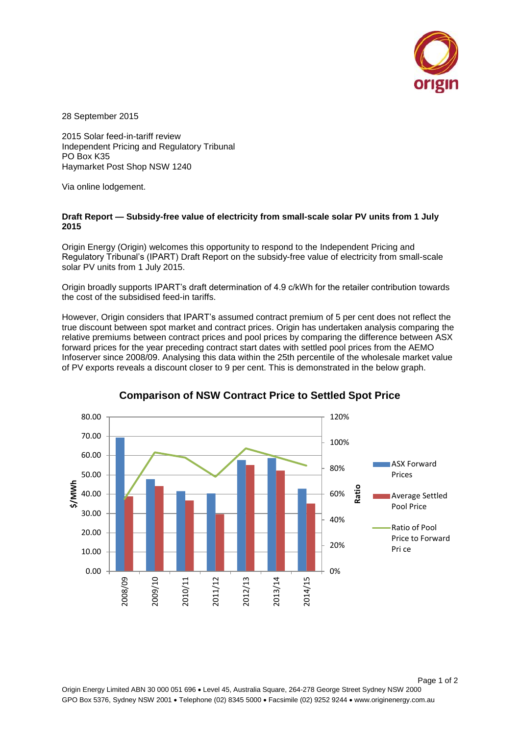28 September 2015

2015 Solar feed-in-tariff review  
Independent Pricing and Regulatory Tribunal  
PO Box K35  
Haymarket Post Shop NSW 1240

Via online lodgement.

**Draft Report — Subsidy-free value of electricity from small-scale solar PV units from 1 July 2015**

Origin Energy (Origin) welcomes this opportunity to respond to the Independent Pricing and Regulatory Tribunal's (IPART) Draft Report on the subsidy-free value of electricity from small-scale solar PV units from 1 July 2015.

Origin broadly supports IPART's draft determination of 4.9 c/kWh for the retailer contribution towards the cost of the subsidised feed-in tariffs.

However, Origin considers that IPART's assumed contract premium of 5 per cent does not reflect the true discount between spot market and contract prices. Origin has undertaken analysis comparing the relative premiums between contract prices and pool prices by comparing the difference between ASX forward prices for the year preceding contract start dates with settled pool prices from the AEMO Infoserver since 2008/09. Analysing this data within the 25th percentile of the wholesale market value of PV exports reveals a discount closer to 9 per cent. This is demonstrated in the below graph.

**Comparison of NSW Contract Price to Settled Spot Price**

Legend: ASX Forward Prices; Average Settled Pool Price; Ratio of Pool Price to Forward Price

Left axis: $/MWh (0.00 to 80.00). Right axis: Ratio (0% to 120%). Categories: 2008/09, 2009/10, 2010/11, 2011/12, 2012/13, 2013/14, 2014/15.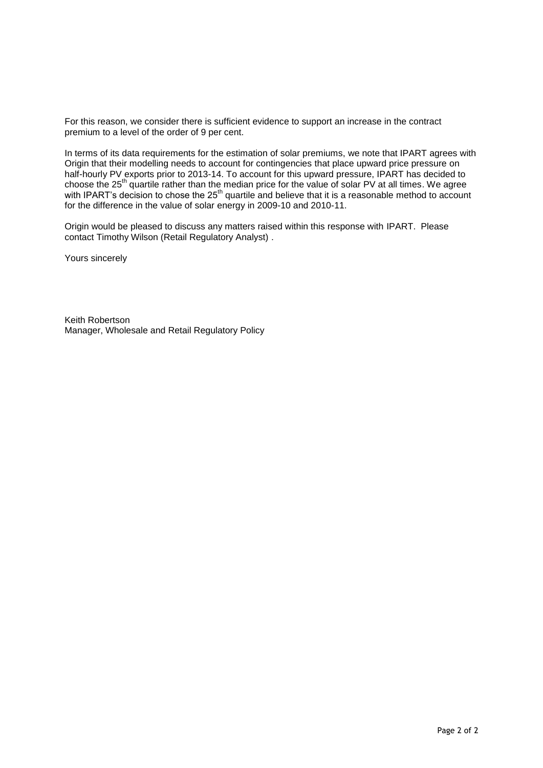For this reason, we consider there is sufficient evidence to support an increase in the contract premium to a level of the order of 9 per cent.

In terms of its data requirements for the estimation of solar premiums, we note that IPART agrees with Origin that their modelling needs to account for contingencies that place upward price pressure on half-hourly PV exports prior to 2013-14. To account for this upward pressure, IPART has decided to choose the 25th quartile rather than the median price for the value of solar PV at all times. We agree with IPART's decision to chose the 25th quartile and believe that it is a reasonable method to account for the difference in the value of solar energy in 2009-10 and 2010-11.

Origin would be pleased to discuss any matters raised within this response with IPART. Please contact Timothy Wilson (Retail Regulatory Analyst) .

Yours sincerely

Keith Robertson
Manager, Wholesale and Retail Regulatory Policy